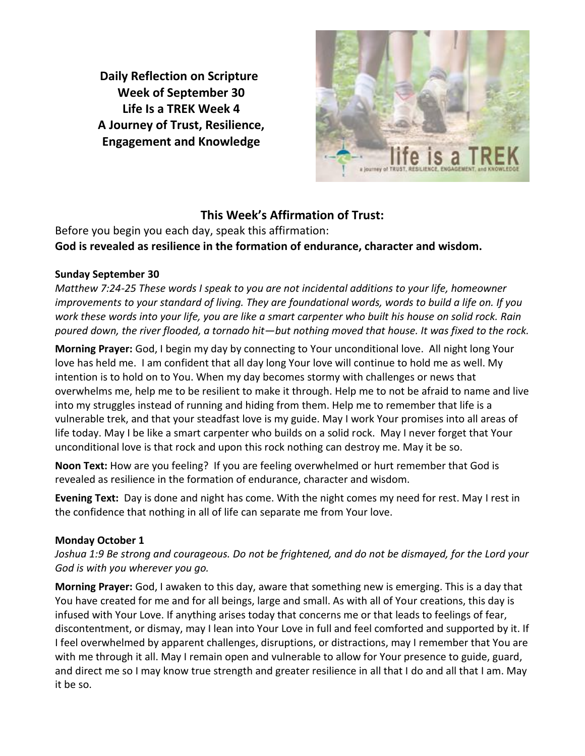**Daily Reflection on Scripture**
**Week of September 30**
**Life Is a TREK Week 4**
**A Journey of Trust, Resilience, Engagement and Knowledge**

## This Week's Affirmation of Trust:

Before you begin you each day, speak this affirmation:
**God is revealed as resilience in the formation of endurance, character and wisdom.**

### Sunday September 30

*Matthew 7:24-25 These words I speak to you are not incidental additions to your life, homeowner improvements to your standard of living. They are foundational words, words to build a life on. If you work these words into your life, you are like a smart carpenter who built his house on solid rock. Rain poured down, the river flooded, a tornado hit—but nothing moved that house. It was fixed to the rock.*

**Morning Prayer:** God, I begin my day by connecting to Your unconditional love. All night long Your love has held me. I am confident that all day long Your love will continue to hold me as well. My intention is to hold on to You. When my day becomes stormy with challenges or news that overwhelms me, help me to be resilient to make it through. Help me to not be afraid to name and live into my struggles instead of running and hiding from them. Help me to remember that life is a vulnerable trek, and that your steadfast love is my guide. May I work Your promises into all areas of life today. May I be like a smart carpenter who builds on a solid rock. May I never forget that Your unconditional love is that rock and upon this rock nothing can destroy me. May it be so.

**Noon Text:** How are you feeling? If you are feeling overwhelmed or hurt remember that God is revealed as resilience in the formation of endurance, character and wisdom.

**Evening Text:** Day is done and night has come. With the night comes my need for rest. May I rest in the confidence that nothing in all of life can separate me from Your love.

### Monday October 1

*Joshua 1:9 Be strong and courageous. Do not be frightened, and do not be dismayed, for the Lord your God is with you wherever you go.*

**Morning Prayer:** God, I awaken to this day, aware that something new is emerging. This is a day that You have created for me and for all beings, large and small. As with all of Your creations, this day is infused with Your Love. If anything arises today that concerns me or that leads to feelings of fear, discontentment, or dismay, may I lean into Your Love in full and feel comforted and supported by it. If I feel overwhelmed by apparent challenges, disruptions, or distractions, may I remember that You are with me through it all. May I remain open and vulnerable to allow for Your presence to guide, guard, and direct me so I may know true strength and greater resilience in all that I do and all that I am. May it be so.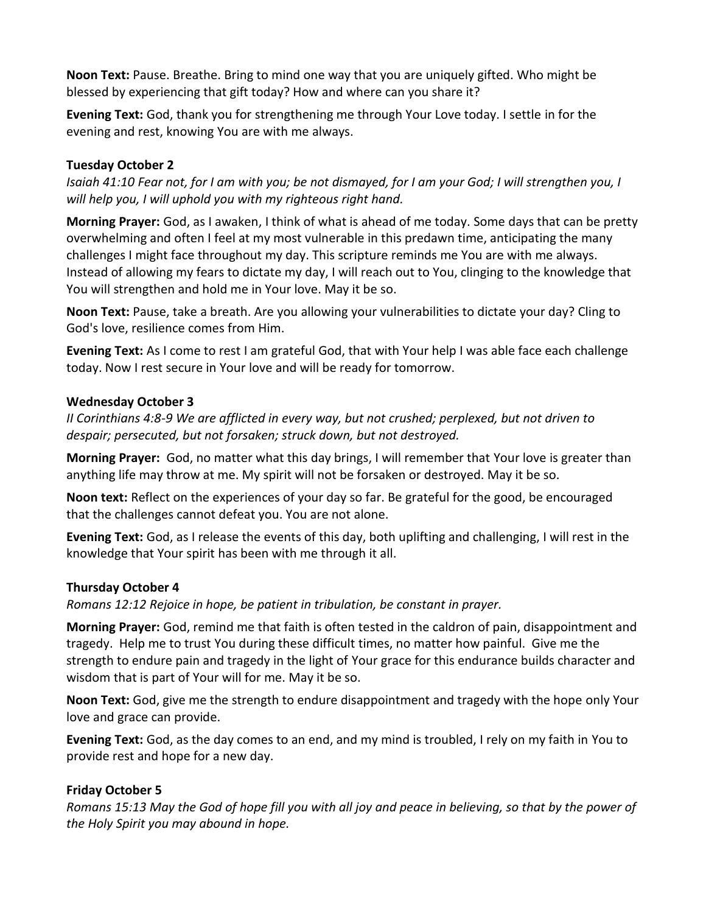**Noon Text:** Pause. Breathe. Bring to mind one way that you are uniquely gifted. Who might be blessed by experiencing that gift today? How and where can you share it?

**Evening Text:** God, thank you for strengthening me through Your Love today. I settle in for the evening and rest, knowing You are with me always.

**Tuesday October 2**

*Isaiah 41:10 Fear not, for I am with you; be not dismayed, for I am your God; I will strengthen you, I will help you, I will uphold you with my righteous right hand.*

**Morning Prayer:** God, as I awaken, I think of what is ahead of me today. Some days that can be pretty overwhelming and often I feel at my most vulnerable in this predawn time, anticipating the many challenges I might face throughout my day. This scripture reminds me You are with me always. Instead of allowing my fears to dictate my day, I will reach out to You, clinging to the knowledge that You will strengthen and hold me in Your love. May it be so.

**Noon Text:** Pause, take a breath. Are you allowing your vulnerabilities to dictate your day? Cling to God's love, resilience comes from Him.

**Evening Text:** As I come to rest I am grateful God, that with Your help I was able face each challenge today. Now I rest secure in Your love and will be ready for tomorrow.

**Wednesday October 3**

*II Corinthians 4:8-9 We are afflicted in every way, but not crushed; perplexed, but not driven to despair; persecuted, but not forsaken; struck down, but not destroyed.*

**Morning Prayer:** God, no matter what this day brings, I will remember that Your love is greater than anything life may throw at me. My spirit will not be forsaken or destroyed. May it be so.

**Noon text:** Reflect on the experiences of your day so far. Be grateful for the good, be encouraged that the challenges cannot defeat you. You are not alone.

**Evening Text:** God, as I release the events of this day, both uplifting and challenging, I will rest in the knowledge that Your spirit has been with me through it all.

**Thursday October 4**

*Romans 12:12 Rejoice in hope, be patient in tribulation, be constant in prayer.*

**Morning Prayer:** God, remind me that faith is often tested in the caldron of pain, disappointment and tragedy. Help me to trust You during these difficult times, no matter how painful. Give me the strength to endure pain and tragedy in the light of Your grace for this endurance builds character and wisdom that is part of Your will for me. May it be so.

**Noon Text:** God, give me the strength to endure disappointment and tragedy with the hope only Your love and grace can provide.

**Evening Text:** God, as the day comes to an end, and my mind is troubled, I rely on my faith in You to provide rest and hope for a new day.

**Friday October 5**

*Romans 15:13 May the God of hope fill you with all joy and peace in believing, so that by the power of the Holy Spirit you may abound in hope.*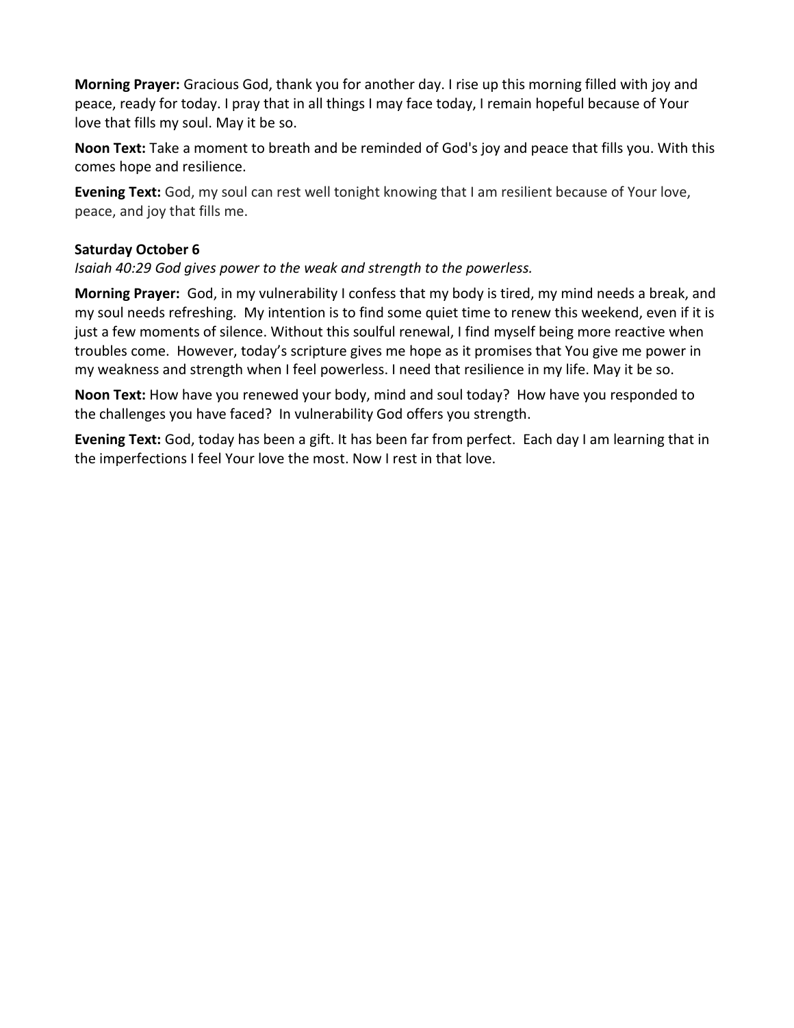**Morning Prayer:** Gracious God, thank you for another day. I rise up this morning filled with joy and peace, ready for today. I pray that in all things I may face today, I remain hopeful because of Your love that fills my soul. May it be so.

**Noon Text:** Take a moment to breath and be reminded of God's joy and peace that fills you. With this comes hope and resilience.

**Evening Text:** God, my soul can rest well tonight knowing that I am resilient because of Your love, peace, and joy that fills me.

**Saturday October 6**

*Isaiah 40:29 God gives power to the weak and strength to the powerless.*

**Morning Prayer:** God, in my vulnerability I confess that my body is tired, my mind needs a break, and my soul needs refreshing. My intention is to find some quiet time to renew this weekend, even if it is just a few moments of silence. Without this soulful renewal, I find myself being more reactive when troubles come. However, today's scripture gives me hope as it promises that You give me power in my weakness and strength when I feel powerless. I need that resilience in my life. May it be so.

**Noon Text:** How have you renewed your body, mind and soul today? How have you responded to the challenges you have faced? In vulnerability God offers you strength.

**Evening Text:** God, today has been a gift. It has been far from perfect. Each day I am learning that in the imperfections I feel Your love the most. Now I rest in that love.